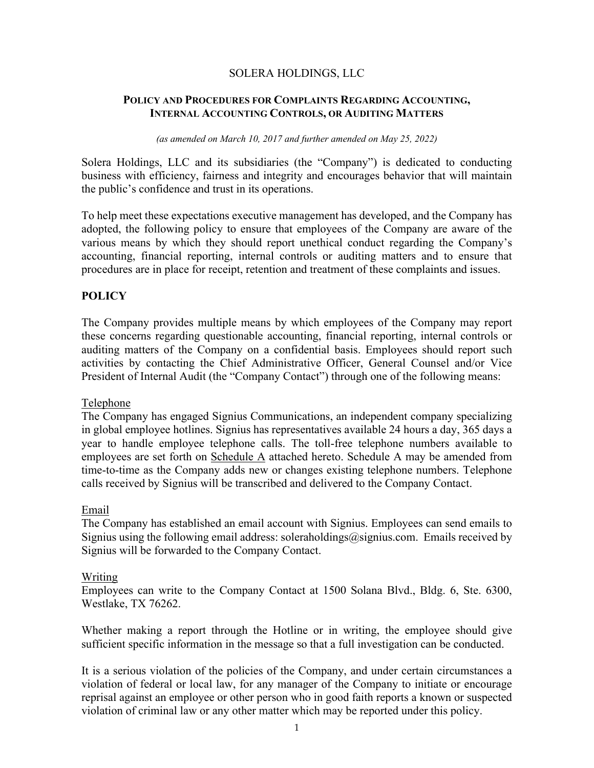SOLERA HOLDINGS, LLC

# POLICY AND PROCEDURES FOR COMPLAINTS REGARDING ACCOUNTING, INTERNAL ACCOUNTING CONTROLS, OR AUDITING MATTERS

*(as amended on March 10, 2017 and further amended on May 25, 2022)*

Solera Holdings, LLC and its subsidiaries (the "Company") is dedicated to conducting business with efficiency, fairness and integrity and encourages behavior that will maintain the public's confidence and trust in its operations.

To help meet these expectations executive management has developed, and the Company has adopted, the following policy to ensure that employees of the Company are aware of the various means by which they should report unethical conduct regarding the Company's accounting, financial reporting, internal controls or auditing matters and to ensure that procedures are in place for receipt, retention and treatment of these complaints and issues.

## POLICY

The Company provides multiple means by which employees of the Company may report these concerns regarding questionable accounting, financial reporting, internal controls or auditing matters of the Company on a confidential basis. Employees should report such activities by contacting the Chief Administrative Officer, General Counsel and/or Vice President of Internal Audit (the "Company Contact") through one of the following means:

Telephone
The Company has engaged Signius Communications, an independent company specializing in global employee hotlines. Signius has representatives available 24 hours a day, 365 days a year to handle employee telephone calls. The toll-free telephone numbers available to employees are set forth on Schedule A attached hereto. Schedule A may be amended from time-to-time as the Company adds new or changes existing telephone numbers. Telephone calls received by Signius will be transcribed and delivered to the Company Contact.

Email
The Company has established an email account with Signius. Employees can send emails to Signius using the following email address: soleraholdings@signius.com. Emails received by Signius will be forwarded to the Company Contact.

Writing
Employees can write to the Company Contact at 1500 Solana Blvd., Bldg. 6, Ste. 6300, Westlake, TX 76262.

Whether making a report through the Hotline or in writing, the employee should give sufficient specific information in the message so that a full investigation can be conducted.

It is a serious violation of the policies of the Company, and under certain circumstances a violation of federal or local law, for any manager of the Company to initiate or encourage reprisal against an employee or other person who in good faith reports a known or suspected violation of criminal law or any other matter which may be reported under this policy.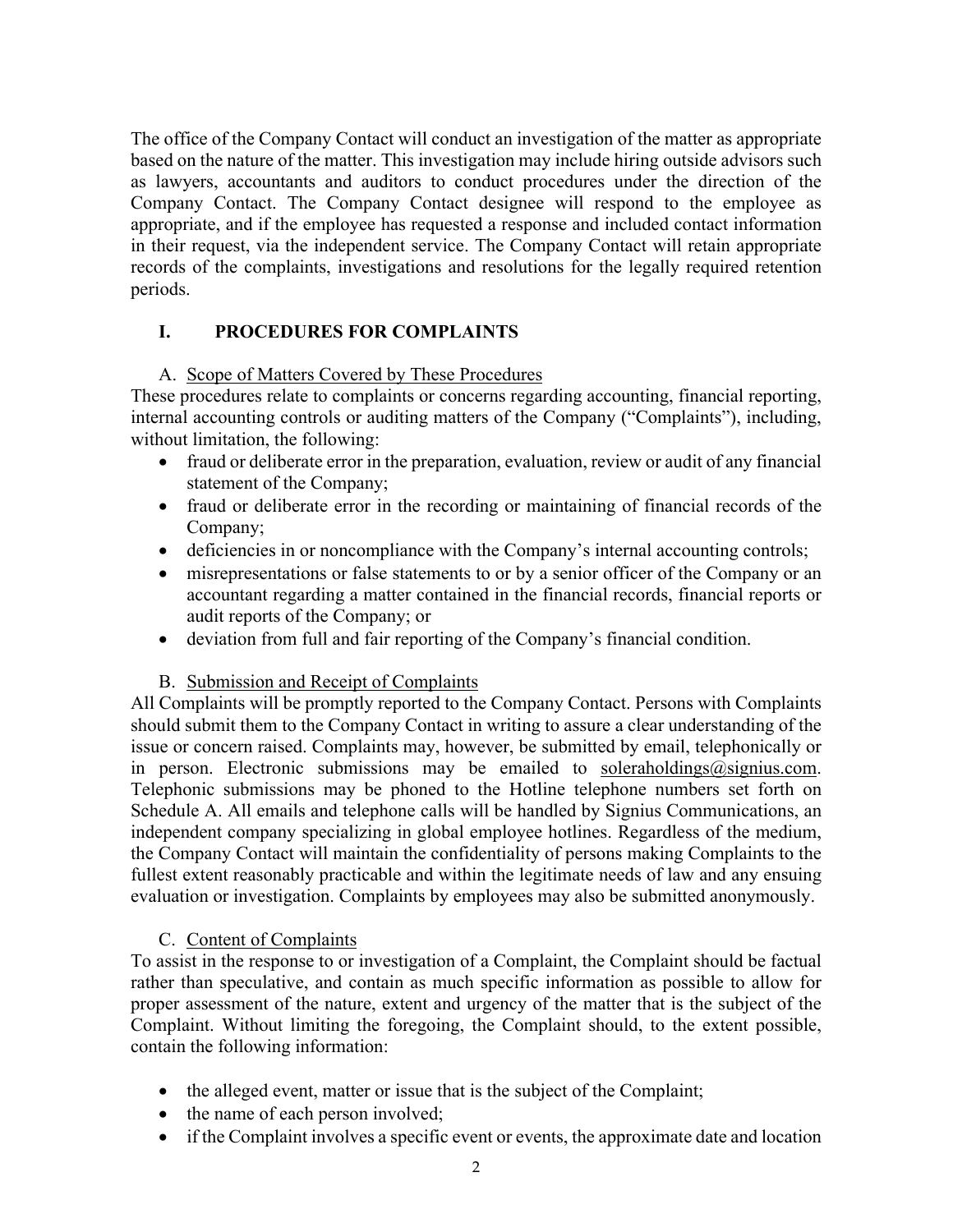The office of the Company Contact will conduct an investigation of the matter as appropriate based on the nature of the matter. This investigation may include hiring outside advisors such as lawyers, accountants and auditors to conduct procedures under the direction of the Company Contact. The Company Contact designee will respond to the employee as appropriate, and if the employee has requested a response and included contact information in their request, via the independent service. The Company Contact will retain appropriate records of the complaints, investigations and resolutions for the legally required retention periods.

## I. PROCEDURES FOR COMPLAINTS

### A. Scope of Matters Covered by These Procedures

These procedures relate to complaints or concerns regarding accounting, financial reporting, internal accounting controls or auditing matters of the Company ("Complaints"), including, without limitation, the following:

- fraud or deliberate error in the preparation, evaluation, review or audit of any financial statement of the Company;
- fraud or deliberate error in the recording or maintaining of financial records of the Company;
- deficiencies in or noncompliance with the Company's internal accounting controls;
- misrepresentations or false statements to or by a senior officer of the Company or an accountant regarding a matter contained in the financial records, financial reports or audit reports of the Company; or
- deviation from full and fair reporting of the Company's financial condition.

### B. Submission and Receipt of Complaints

All Complaints will be promptly reported to the Company Contact. Persons with Complaints should submit them to the Company Contact in writing to assure a clear understanding of the issue or concern raised. Complaints may, however, be submitted by email, telephonically or in person. Electronic submissions may be emailed to soleraholdings@signius.com. Telephonic submissions may be phoned to the Hotline telephone numbers set forth on Schedule A. All emails and telephone calls will be handled by Signius Communications, an independent company specializing in global employee hotlines. Regardless of the medium, the Company Contact will maintain the confidentiality of persons making Complaints to the fullest extent reasonably practicable and within the legitimate needs of law and any ensuing evaluation or investigation. Complaints by employees may also be submitted anonymously.

### C. Content of Complaints

To assist in the response to or investigation of a Complaint, the Complaint should be factual rather than speculative, and contain as much specific information as possible to allow for proper assessment of the nature, extent and urgency of the matter that is the subject of the Complaint. Without limiting the foregoing, the Complaint should, to the extent possible, contain the following information:

- the alleged event, matter or issue that is the subject of the Complaint;
- the name of each person involved;
- if the Complaint involves a specific event or events, the approximate date and location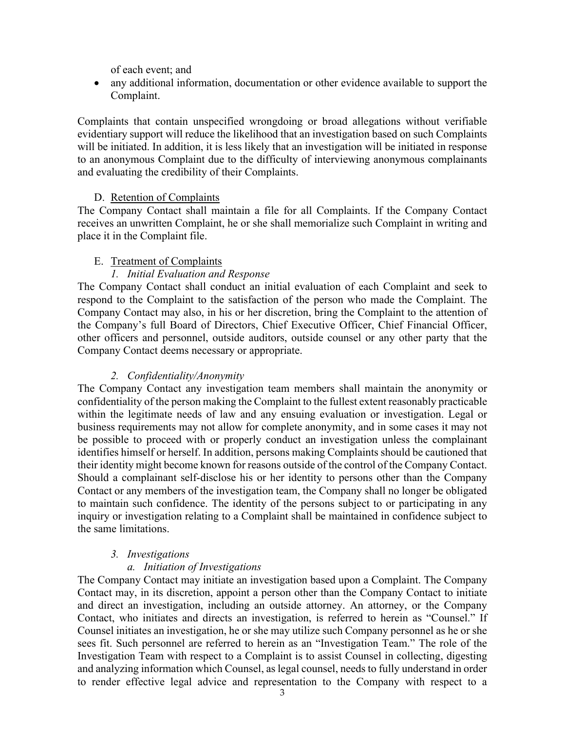of each event; and

- any additional information, documentation or other evidence available to support the Complaint.

Complaints that contain unspecified wrongdoing or broad allegations without verifiable evidentiary support will reduce the likelihood that an investigation based on such Complaints will be initiated. In addition, it is less likely that an investigation will be initiated in response to an anonymous Complaint due to the difficulty of interviewing anonymous complainants and evaluating the credibility of their Complaints.

D. <u>Retention of Complaints</u>

The Company Contact shall maintain a file for all Complaints. If the Company Contact receives an unwritten Complaint, he or she shall memorialize such Complaint in writing and place it in the Complaint file.

E. <u>Treatment of Complaints</u>

*1. Initial Evaluation and Response*

The Company Contact shall conduct an initial evaluation of each Complaint and seek to respond to the Complaint to the satisfaction of the person who made the Complaint. The Company Contact may also, in his or her discretion, bring the Complaint to the attention of the Company's full Board of Directors, Chief Executive Officer, Chief Financial Officer, other officers and personnel, outside auditors, outside counsel or any other party that the Company Contact deems necessary or appropriate.

*2. Confidentiality/Anonymity*

The Company Contact any investigation team members shall maintain the anonymity or confidentiality of the person making the Complaint to the fullest extent reasonably practicable within the legitimate needs of law and any ensuing evaluation or investigation. Legal or business requirements may not allow for complete anonymity, and in some cases it may not be possible to proceed with or properly conduct an investigation unless the complainant identifies himself or herself. In addition, persons making Complaints should be cautioned that their identity might become known for reasons outside of the control of the Company Contact. Should a complainant self-disclose his or her identity to persons other than the Company Contact or any members of the investigation team, the Company shall no longer be obligated to maintain such confidence. The identity of the persons subject to or participating in any inquiry or investigation relating to a Complaint shall be maintained in confidence subject to the same limitations.

*3. Investigations*

*a. Initiation of Investigations*

The Company Contact may initiate an investigation based upon a Complaint. The Company Contact may, in its discretion, appoint a person other than the Company Contact to initiate and direct an investigation, including an outside attorney. An attorney, or the Company Contact, who initiates and directs an investigation, is referred to herein as "Counsel." If Counsel initiates an investigation, he or she may utilize such Company personnel as he or she sees fit. Such personnel are referred to herein as an "Investigation Team." The role of the Investigation Team with respect to a Complaint is to assist Counsel in collecting, digesting and analyzing information which Counsel, as legal counsel, needs to fully understand in order to render effective legal advice and representation to the Company with respect to a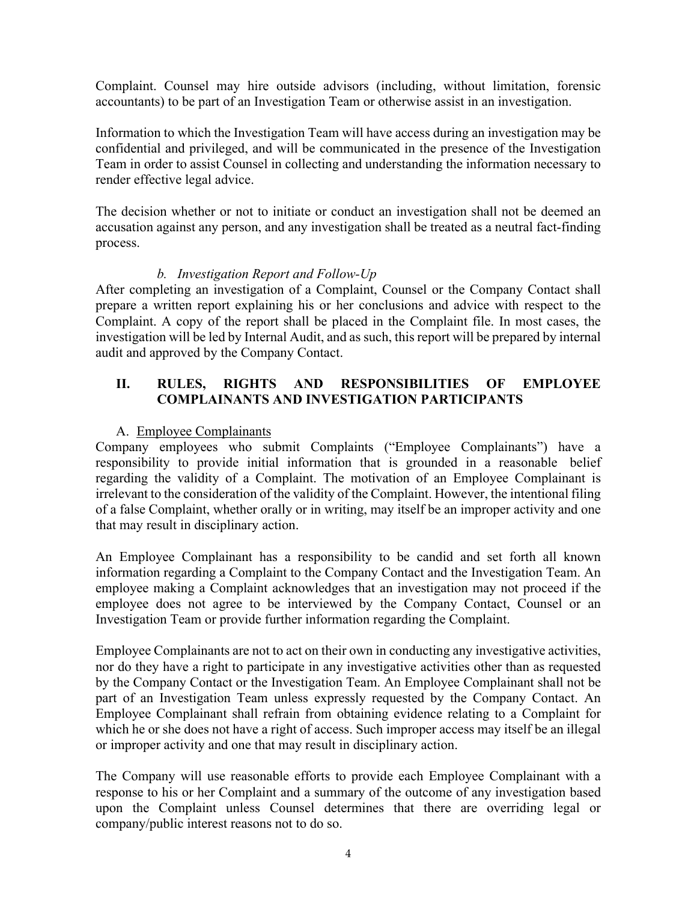Complaint. Counsel may hire outside advisors (including, without limitation, forensic accountants) to be part of an Investigation Team or otherwise assist in an investigation.

Information to which the Investigation Team will have access during an investigation may be confidential and privileged, and will be communicated in the presence of the Investigation Team in order to assist Counsel in collecting and understanding the information necessary to render effective legal advice.

The decision whether or not to initiate or conduct an investigation shall not be deemed an accusation against any person, and any investigation shall be treated as a neutral fact-finding process.

*b. Investigation Report and Follow-Up*

After completing an investigation of a Complaint, Counsel or the Company Contact shall prepare a written report explaining his or her conclusions and advice with respect to the Complaint. A copy of the report shall be placed in the Complaint file. In most cases, the investigation will be led by Internal Audit, and as such, this report will be prepared by internal audit and approved by the Company Contact.

## II. RULES, RIGHTS AND RESPONSIBILITIES OF EMPLOYEE COMPLAINANTS AND INVESTIGATION PARTICIPANTS

### A. Employee Complainants

Company employees who submit Complaints ("Employee Complainants") have a responsibility to provide initial information that is grounded in a reasonable belief regarding the validity of a Complaint. The motivation of an Employee Complainant is irrelevant to the consideration of the validity of the Complaint. However, the intentional filing of a false Complaint, whether orally or in writing, may itself be an improper activity and one that may result in disciplinary action.

An Employee Complainant has a responsibility to be candid and set forth all known information regarding a Complaint to the Company Contact and the Investigation Team. An employee making a Complaint acknowledges that an investigation may not proceed if the employee does not agree to be interviewed by the Company Contact, Counsel or an Investigation Team or provide further information regarding the Complaint.

Employee Complainants are not to act on their own in conducting any investigative activities, nor do they have a right to participate in any investigative activities other than as requested by the Company Contact or the Investigation Team. An Employee Complainant shall not be part of an Investigation Team unless expressly requested by the Company Contact. An Employee Complainant shall refrain from obtaining evidence relating to a Complaint for which he or she does not have a right of access. Such improper access may itself be an illegal or improper activity and one that may result in disciplinary action.

The Company will use reasonable efforts to provide each Employee Complainant with a response to his or her Complaint and a summary of the outcome of any investigation based upon the Complaint unless Counsel determines that there are overriding legal or company/public interest reasons not to do so.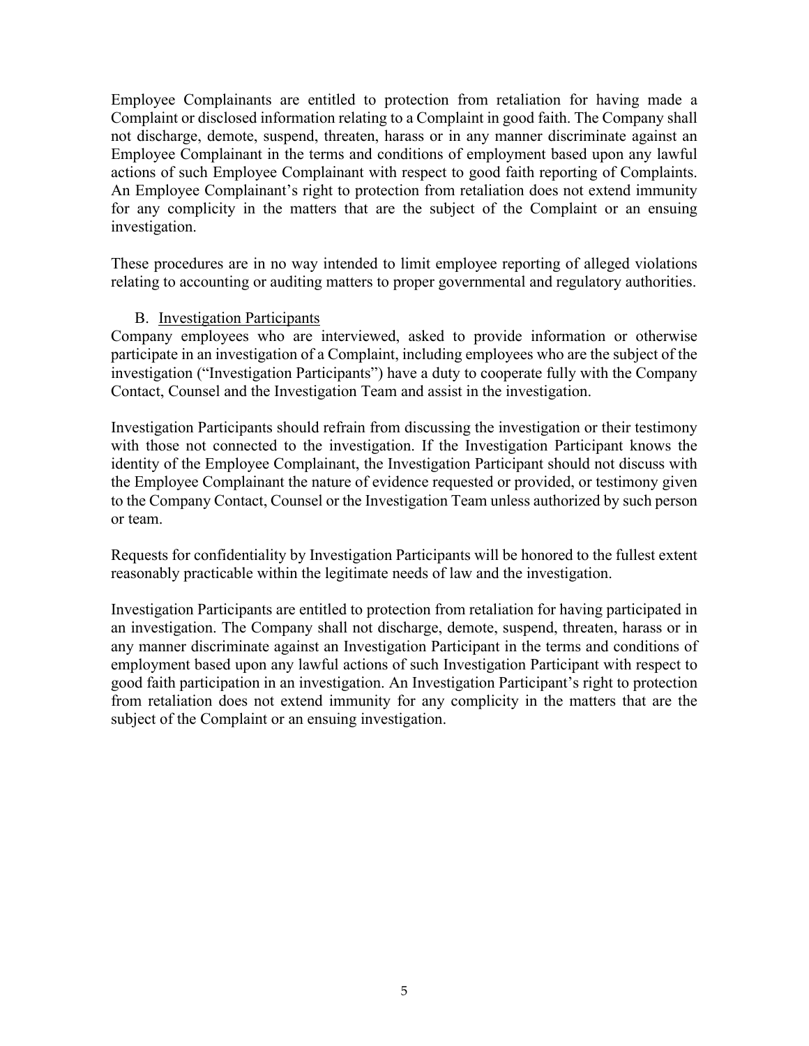Employee Complainants are entitled to protection from retaliation for having made a Complaint or disclosed information relating to a Complaint in good faith. The Company shall not discharge, demote, suspend, threaten, harass or in any manner discriminate against an Employee Complainant in the terms and conditions of employment based upon any lawful actions of such Employee Complainant with respect to good faith reporting of Complaints. An Employee Complainant's right to protection from retaliation does not extend immunity for any complicity in the matters that are the subject of the Complaint or an ensuing investigation.

These procedures are in no way intended to limit employee reporting of alleged violations relating to accounting or auditing matters to proper governmental and regulatory authorities.

B. Investigation Participants

Company employees who are interviewed, asked to provide information or otherwise participate in an investigation of a Complaint, including employees who are the subject of the investigation ("Investigation Participants") have a duty to cooperate fully with the Company Contact, Counsel and the Investigation Team and assist in the investigation.

Investigation Participants should refrain from discussing the investigation or their testimony with those not connected to the investigation. If the Investigation Participant knows the identity of the Employee Complainant, the Investigation Participant should not discuss with the Employee Complainant the nature of evidence requested or provided, or testimony given to the Company Contact, Counsel or the Investigation Team unless authorized by such person or team.

Requests for confidentiality by Investigation Participants will be honored to the fullest extent reasonably practicable within the legitimate needs of law and the investigation.

Investigation Participants are entitled to protection from retaliation for having participated in an investigation. The Company shall not discharge, demote, suspend, threaten, harass or in any manner discriminate against an Investigation Participant in the terms and conditions of employment based upon any lawful actions of such Investigation Participant with respect to good faith participation in an investigation. An Investigation Participant's right to protection from retaliation does not extend immunity for any complicity in the matters that are the subject of the Complaint or an ensuing investigation.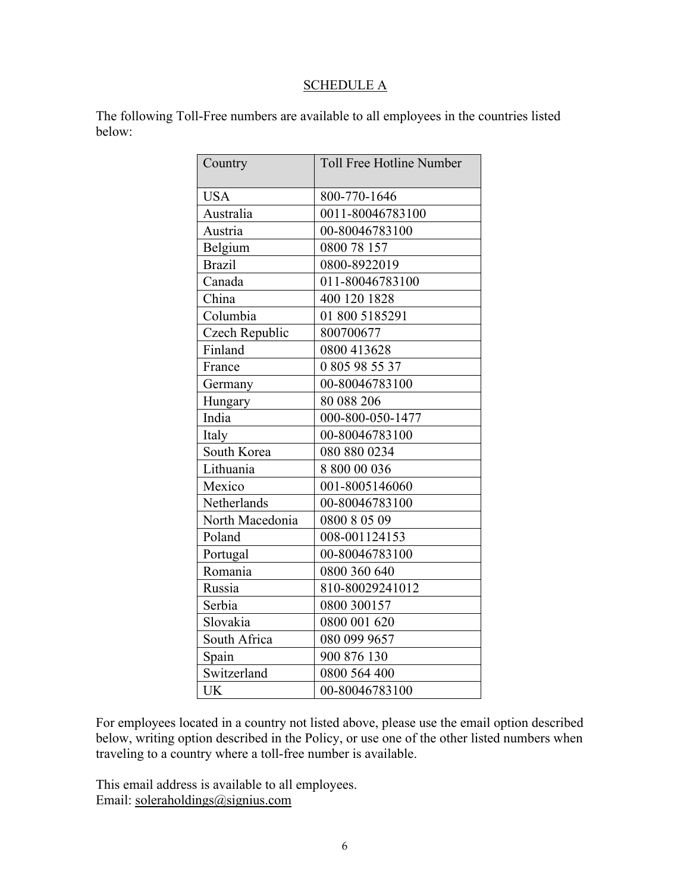## SCHEDULE A

The following Toll-Free numbers are available to all employees in the countries listed below:

| Country | Toll Free Hotline Number |
| --- | --- |
| USA | 800-770-1646 |
| Australia | 0011-80046783100 |
| Austria | 00-80046783100 |
| Belgium | 0800 78 157 |
| Brazil | 0800-8922019 |
| Canada | 011-80046783100 |
| China | 400 120 1828 |
| Columbia | 01 800 5185291 |
| Czech Republic | 800700677 |
| Finland | 0800 413628 |
| France | 0 805 98 55 37 |
| Germany | 00-80046783100 |
| Hungary | 80 088 206 |
| India | 000-800-050-1477 |
| Italy | 00-80046783100 |
| South Korea | 080 880 0234 |
| Lithuania | 8 800 00 036 |
| Mexico | 001-8005146060 |
| Netherlands | 00-80046783100 |
| North Macedonia | 0800 8 05 09 |
| Poland | 008-001124153 |
| Portugal | 00-80046783100 |
| Romania | 0800 360 640 |
| Russia | 810-80029241012 |
| Serbia | 0800 300157 |
| Slovakia | 0800 001 620 |
| South Africa | 080 099 9657 |
| Spain | 900 876 130 |
| Switzerland | 0800 564 400 |
| UK | 00-80046783100 |

For employees located in a country not listed above, please use the email option described below, writing option described in the Policy, or use one of the other listed numbers when traveling to a country where a toll-free number is available.

This email address is available to all employees.
Email: soleraholdings@signius.com